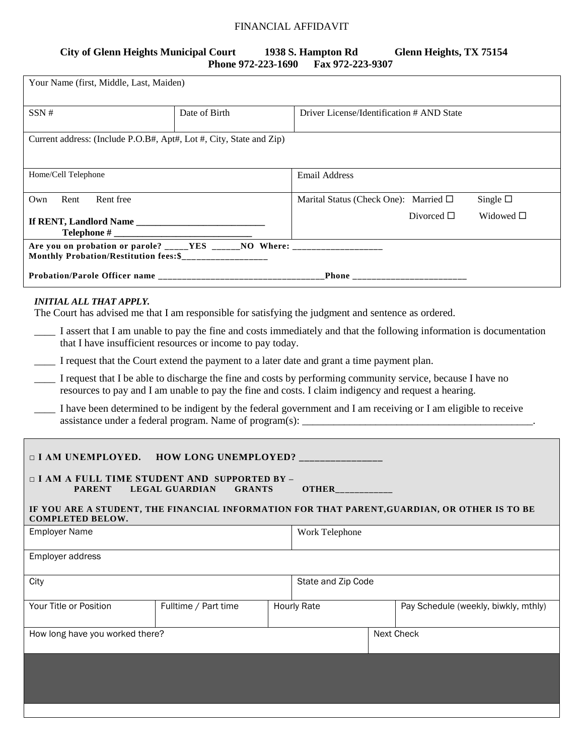# FINANCIAL AFFIDAVIT

**City of Glenn Heights Municipal Court 1938 S. Hampton Rd Glenn Heights, TX 75154**
**Phone 972-223-1690 Fax 972-223-9307**

| Your Name (first, Middle, Last, Maiden) | | |
|---|---|---|
| SSN # | Date of Birth | Driver License/Identification # AND State |
| Current address: (Include P.O.B#, Apt#, Lot #, City, State and Zip) | | |
| Home/Cell Telephone | | Email Address |
| Own Rent Rent free<br>**If RENT, Landlord Name ___________________________**<br>**Telephone # _____________________________** | | Marital Status (Check One): Married ☐ Single ☐ Divorced ☐ Widowed ☐ |
| **Are you on probation or parole? _____YES ______NO Where: ___________________**<br>**Monthly Probation/Restitution fees:$__________________**<br>**Probation/Parole Officer name ___________________________________Phone ________________________** | | |

***INITIAL ALL THAT APPLY.***
The Court has advised me that I am responsible for satisfying the judgment and sentence as ordered.

____ I assert that I am unable to pay the fine and costs immediately and that the following information is documentation that I have insufficient resources or income to pay today.

____ I request that the Court extend the payment to a later date and grant a time payment plan.

____ I request that I be able to discharge the fine and costs by performing community service, because I have no resources to pay and I am unable to pay the fine and costs. I claim indigency and request a hearing.

____ I have been determined to be indigent by the federal government and I am receiving or I am eligible to receive assistance under a federal program. Name of program(s): ______________________________________________.

**□ I AM UNEMPLOYED. HOW LONG UNEMPLOYED? ________________**

**□ I AM A FULL TIME STUDENT AND SUPPORTED BY –**
**PARENT LEGAL GUARDIAN GRANTS OTHER____________**

**IF YOU ARE A STUDENT, THE FINANCIAL INFORMATION FOR THAT PARENT,GUARDIAN, OR OTHER IS TO BE COMPLETED BELOW.**

| Employer Name | | | Work Telephone |
|---|---|---|---|
| Employer address | | | |
| City | | | State and Zip Code |
| Your Title or Position | Fulltime / Part time | Hourly Rate | Pay Schedule (weekly, biwkly, mthly) |
| How long have you worked there? | | | Next Check |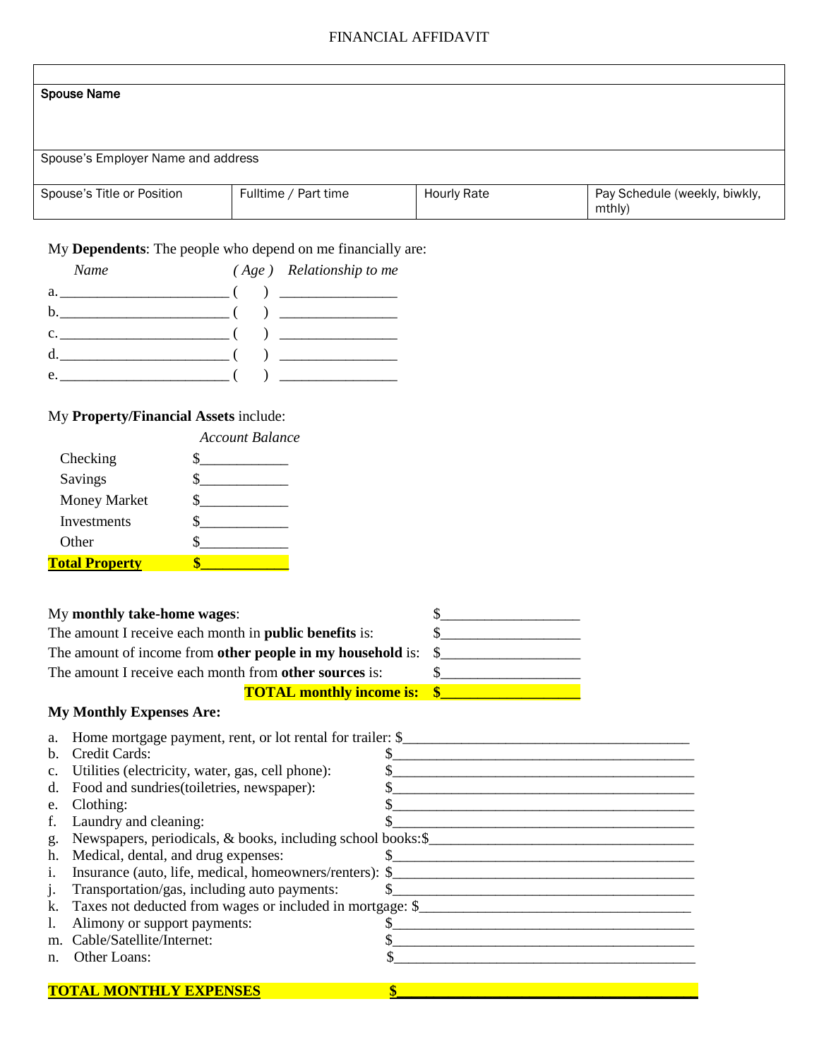FINANCIAL AFFIDAVIT

| | | | |
|---|---|---|---|
| **Spouse Name** | | | |
| Spouse's Employer Name and address | | | |
| Spouse's Title or Position | Fulltime / Part time | Hourly Rate | Pay Schedule (weekly, biwkly, mthly) |

My **Dependents**: The people who depend on me financially are:

| *Name* | *( Age )* | *Relationship to me* |
|---|---|---|
| a. ______________________ | (    ) | _______________ |
| b. ______________________ | (    ) | _______________ |
| c. ______________________ | (    ) | _______________ |
| d. ______________________ | (    ) | _______________ |
| e. ______________________ | (    ) | _______________ |

My **Property/Financial Assets** include:

| | *Account Balance* |
|---|---|
| Checking | $___________ |
| Savings | $___________ |
| Money Market | $___________ |
| Investments | $___________ |
| Other | $___________ |
| **Total Property** | **$___________** |

| | |
|---|---|
| My **monthly take-home wages**: | $__________________ |
| The amount I receive each month in **public benefits** is: | $__________________ |
| The amount of income from **other people in my household** is: | $__________________ |
| The amount I receive each month from **other sources** is: | $__________________ |
| **TOTAL monthly income is:** | **$__________________** |

**My Monthly Expenses Are:**

a. Home mortgage payment, rent, or lot rental for trailer: $_______________________________________
b. Credit Cards: $_______________________________________
c. Utilities (electricity, water, gas, cell phone): $_______________________________________
d. Food and sundries(toiletries, newspaper): $_______________________________________
e. Clothing: $_______________________________________
f. Laundry and cleaning: $_______________________________________
g. Newspapers, periodicals, & books, including school books:$_______________________________________
h. Medical, dental, and drug expenses: $_______________________________________
i. Insurance (auto, life, medical, homeowners/renters): $_______________________________________
j. Transportation/gas, including auto payments: $_______________________________________
k. Taxes not deducted from wages or included in mortgage: $_______________________________________
l. Alimony or support payments: $_______________________________________
m. Cable/Satellite/Internet: $_______________________________________
n. Other Loans: $_______________________________________

**TOTAL MONTHLY EXPENSES** **$_______________________________________**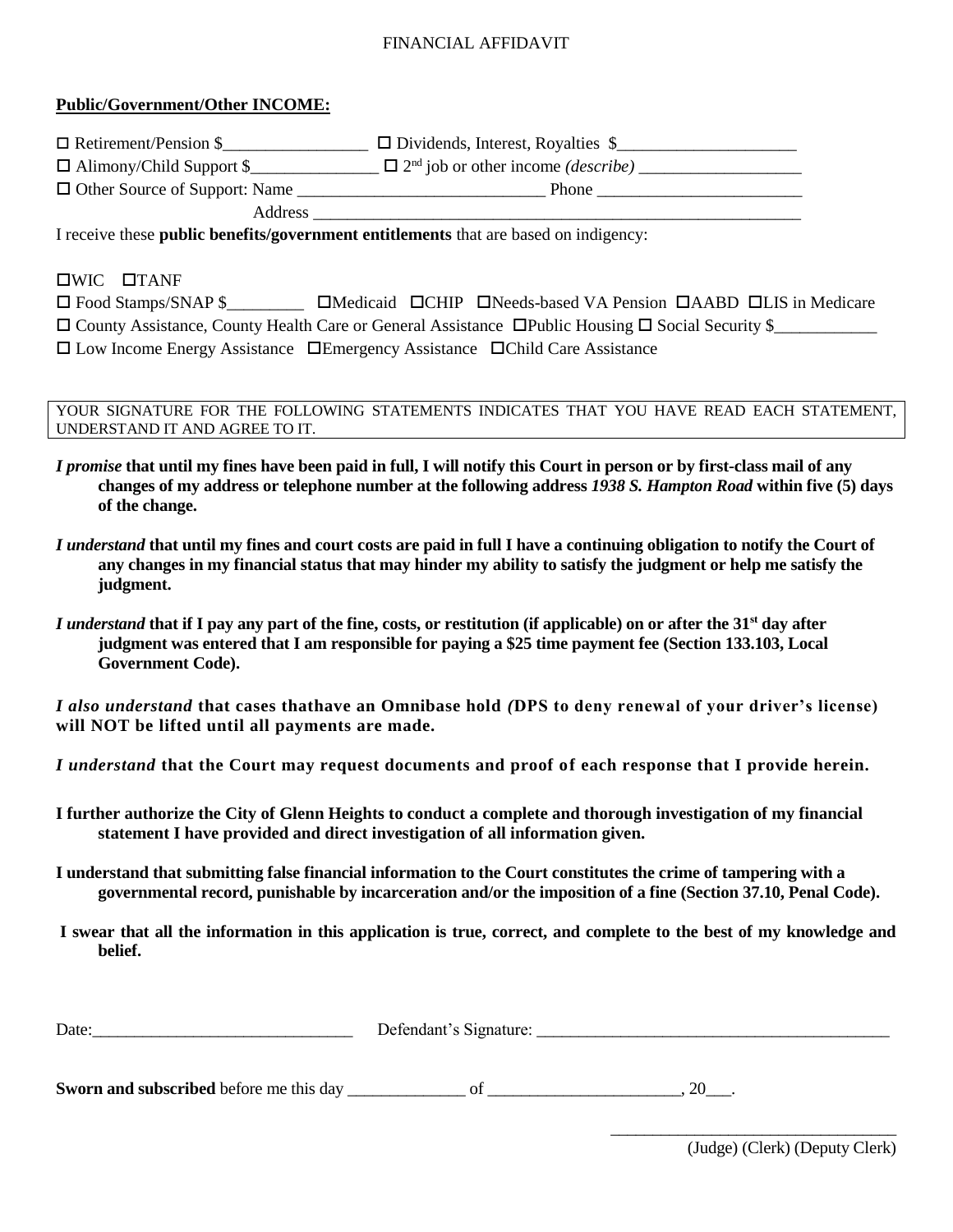FINANCIAL AFFIDAVIT

**Public/Government/Other INCOME:**

☐ Retirement/Pension $_________________ ☐ Dividends, Interest, Royalties $_____________________

☐ Alimony/Child Support $_______________ ☐ 2nd job or other income *(describe)* ___________________

☐ Other Source of Support: Name _____________________________ Phone ________________________

Address ___________________________________________________________

I receive these **public benefits/government entitlements** that are based on indigency:

☐WIC ☐TANF

☐ Food Stamps/SNAP $_________ ☐Medicaid ☐CHIP ☐Needs-based VA Pension ☐AABD ☐LIS in Medicare

☐ County Assistance, County Health Care or General Assistance ☐Public Housing ☐ Social Security $____________

☐ Low Income Energy Assistance ☐Emergency Assistance ☐Child Care Assistance

YOUR SIGNATURE FOR THE FOLLOWING STATEMENTS INDICATES THAT YOU HAVE READ EACH STATEMENT, UNDERSTAND IT AND AGREE TO IT.

***I promise*** **that until my fines have been paid in full, I will notify this Court in person or by first-class mail of any changes of my address or telephone number at the following address *1938 S. Hampton Road* within five (5) days of the change.**

***I understand*** **that until my fines and court costs are paid in full I have a continuing obligation to notify the Court of any changes in my financial status that may hinder my ability to satisfy the judgment or help me satisfy the judgment.**

***I understand*** **that if I pay any part of the fine, costs, or restitution (if applicable) on or after the 31st day after judgment was entered that I am responsible for paying a $25 time payment fee (Section 133.103, Local Government Code).**

***I also understand*** **that cases thathave an Omnibase hold *(*DPS to deny renewal of your driver's license) will NOT be lifted until all payments are made.**

***I understand*** **that the Court may request documents and proof of each response that I provide herein.**

**I further authorize the City of Glenn Heights to conduct a complete and thorough investigation of my financial statement I have provided and direct investigation of all information given.**

**I understand that submitting false financial information to the Court constitutes the crime of tampering with a governmental record, punishable by incarceration and/or the imposition of a fine (Section 37.10, Penal Code).**

**I swear that all the information in this application is true, correct, and complete to the best of my knowledge and belief.**

Date:_______________________________ Defendant's Signature: ___________________________________________

**Sworn and subscribed** before me this day ______________ of _______________________, 20___.

__________________________________

(Judge) (Clerk) (Deputy Clerk)